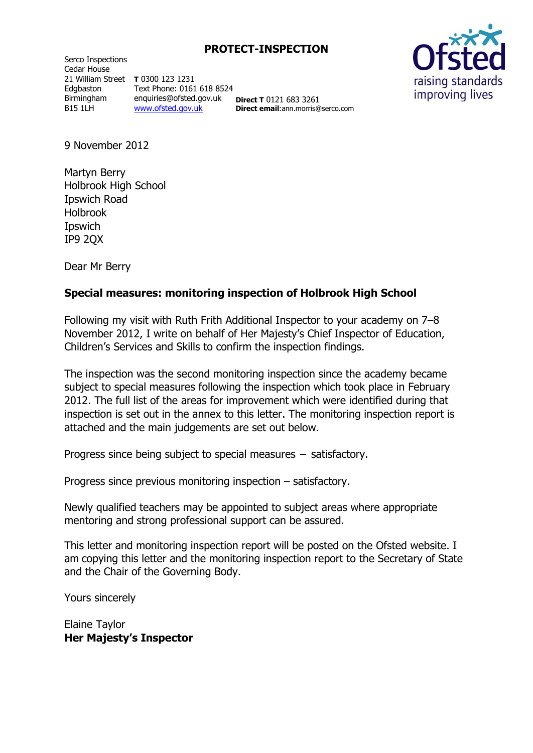**PROTECT-INSPECTION**

Serco Inspections
Cedar House
21 William Street
Edgbaston
Birmingham
B15 1LH

**T** 0300 123 1231
Text Phone: 0161 618 8524
enquiries@ofsted.gov.uk
www.ofsted.gov.uk

**Direct T** 0121 683 3261
**Direct email**:ann.morris@serco.com

9 November 2012

Martyn Berry
Holbrook High School
Ipswich Road
Holbrook
Ipswich
IP9 2QX

Dear Mr Berry

**Special measures: monitoring inspection of Holbrook High School**

Following my visit with Ruth Frith Additional Inspector to your academy on 7–8 November 2012, I write on behalf of Her Majesty's Chief Inspector of Education, Children's Services and Skills to confirm the inspection findings.

The inspection was the second monitoring inspection since the academy became subject to special measures following the inspection which took place in February 2012. The full list of the areas for improvement which were identified during that inspection is set out in the annex to this letter. The monitoring inspection report is attached and the main judgements are set out below.

Progress since being subject to special measures – satisfactory.

Progress since previous monitoring inspection – satisfactory.

Newly qualified teachers may be appointed to subject areas where appropriate mentoring and strong professional support can be assured.

This letter and monitoring inspection report will be posted on the Ofsted website. I am copying this letter and the monitoring inspection report to the Secretary of State and the Chair of the Governing Body.

Yours sincerely

Elaine Taylor
**Her Majesty's Inspector**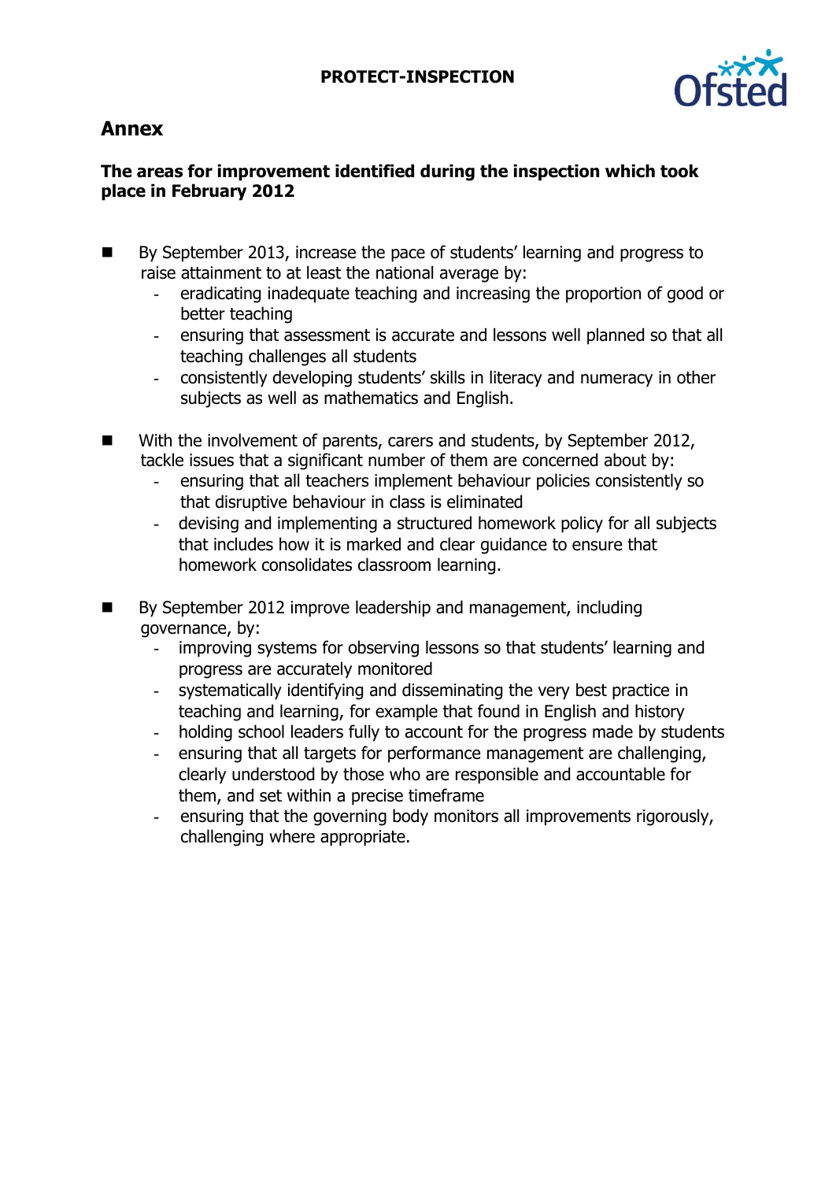## Annex

### The areas for improvement identified during the inspection which took place in February 2012

- By September 2013, increase the pace of students' learning and progress to raise attainment to at least the national average by:
  - eradicating inadequate teaching and increasing the proportion of good or better teaching
  - ensuring that assessment is accurate and lessons well planned so that all teaching challenges all students
  - consistently developing students' skills in literacy and numeracy in other subjects as well as mathematics and English.

- With the involvement of parents, carers and students, by September 2012, tackle issues that a significant number of them are concerned about by:
  - ensuring that all teachers implement behaviour policies consistently so that disruptive behaviour in class is eliminated
  - devising and implementing a structured homework policy for all subjects that includes how it is marked and clear guidance to ensure that homework consolidates classroom learning.

- By September 2012 improve leadership and management, including governance, by:
  - improving systems for observing lessons so that students' learning and progress are accurately monitored
  - systematically identifying and disseminating the very best practice in teaching and learning, for example that found in English and history
  - holding school leaders fully to account for the progress made by students
  - ensuring that all targets for performance management are challenging, clearly understood by those who are responsible and accountable for them, and set within a precise timeframe
  - ensuring that the governing body monitors all improvements rigorously, challenging where appropriate.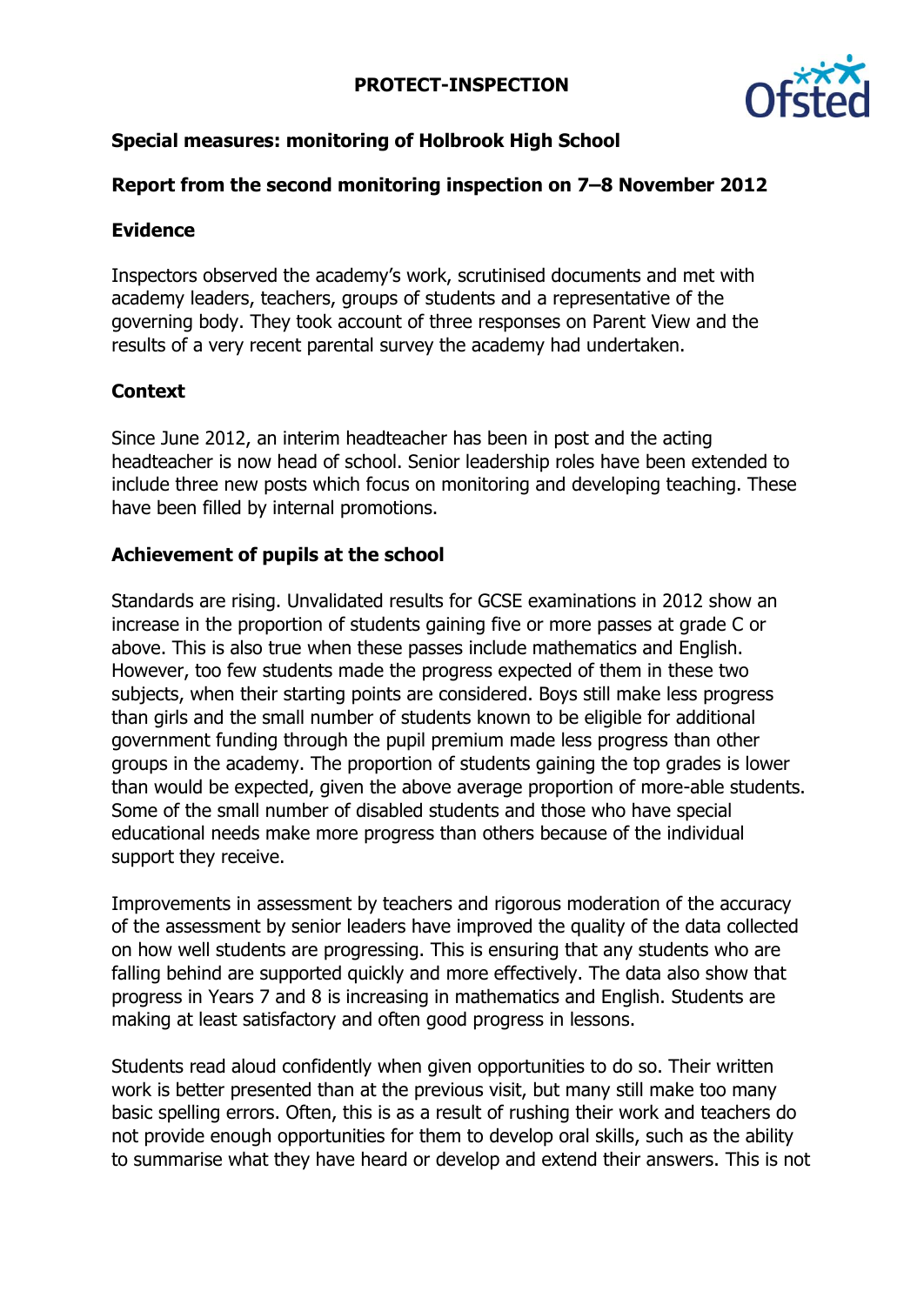**PROTECT-INSPECTION**

## Special measures: monitoring of Holbrook High School

### Report from the second monitoring inspection on 7–8 November 2012

### Evidence

Inspectors observed the academy's work, scrutinised documents and met with academy leaders, teachers, groups of students and a representative of the governing body. They took account of three responses on Parent View and the results of a very recent parental survey the academy had undertaken.

### Context

Since June 2012, an interim headteacher has been in post and the acting headteacher is now head of school. Senior leadership roles have been extended to include three new posts which focus on monitoring and developing teaching. These have been filled by internal promotions.

### Achievement of pupils at the school

Standards are rising. Unvalidated results for GCSE examinations in 2012 show an increase in the proportion of students gaining five or more passes at grade C or above. This is also true when these passes include mathematics and English. However, too few students made the progress expected of them in these two subjects, when their starting points are considered. Boys still make less progress than girls and the small number of students known to be eligible for additional government funding through the pupil premium made less progress than other groups in the academy. The proportion of students gaining the top grades is lower than would be expected, given the above average proportion of more-able students. Some of the small number of disabled students and those who have special educational needs make more progress than others because of the individual support they receive.

Improvements in assessment by teachers and rigorous moderation of the accuracy of the assessment by senior leaders have improved the quality of the data collected on how well students are progressing. This is ensuring that any students who are falling behind are supported quickly and more effectively. The data also show that progress in Years 7 and 8 is increasing in mathematics and English. Students are making at least satisfactory and often good progress in lessons.

Students read aloud confidently when given opportunities to do so. Their written work is better presented than at the previous visit, but many still make too many basic spelling errors. Often, this is as a result of rushing their work and teachers do not provide enough opportunities for them to develop oral skills, such as the ability to summarise what they have heard or develop and extend their answers. This is not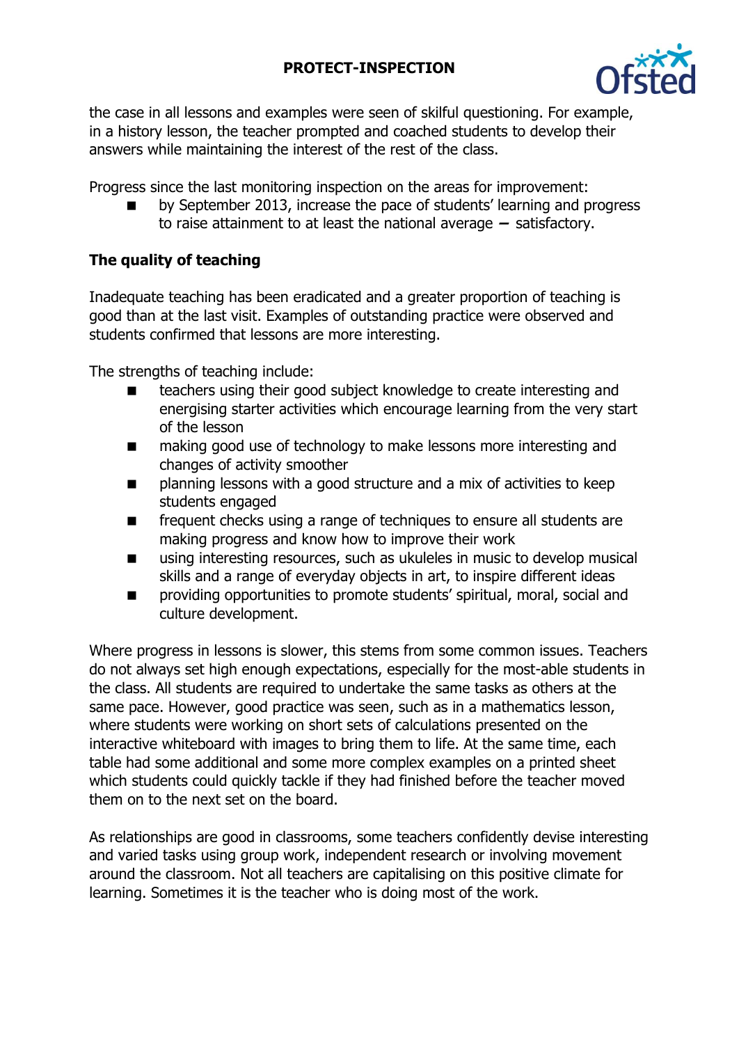the case in all lessons and examples were seen of skilful questioning. For example, in a history lesson, the teacher prompted and coached students to develop their answers while maintaining the interest of the rest of the class.

Progress since the last monitoring inspection on the areas for improvement:

- by September 2013, increase the pace of students' learning and progress to raise attainment to at least the national average – satisfactory.

## The quality of teaching

Inadequate teaching has been eradicated and a greater proportion of teaching is good than at the last visit. Examples of outstanding practice were observed and students confirmed that lessons are more interesting.

The strengths of teaching include:

- teachers using their good subject knowledge to create interesting and energising starter activities which encourage learning from the very start of the lesson
- making good use of technology to make lessons more interesting and changes of activity smoother
- planning lessons with a good structure and a mix of activities to keep students engaged
- frequent checks using a range of techniques to ensure all students are making progress and know how to improve their work
- using interesting resources, such as ukuleles in music to develop musical skills and a range of everyday objects in art, to inspire different ideas
- providing opportunities to promote students' spiritual, moral, social and culture development.

Where progress in lessons is slower, this stems from some common issues. Teachers do not always set high enough expectations, especially for the most-able students in the class. All students are required to undertake the same tasks as others at the same pace. However, good practice was seen, such as in a mathematics lesson, where students were working on short sets of calculations presented on the interactive whiteboard with images to bring them to life. At the same time, each table had some additional and some more complex examples on a printed sheet which students could quickly tackle if they had finished before the teacher moved them on to the next set on the board.

As relationships are good in classrooms, some teachers confidently devise interesting and varied tasks using group work, independent research or involving movement around the classroom. Not all teachers are capitalising on this positive climate for learning. Sometimes it is the teacher who is doing most of the work.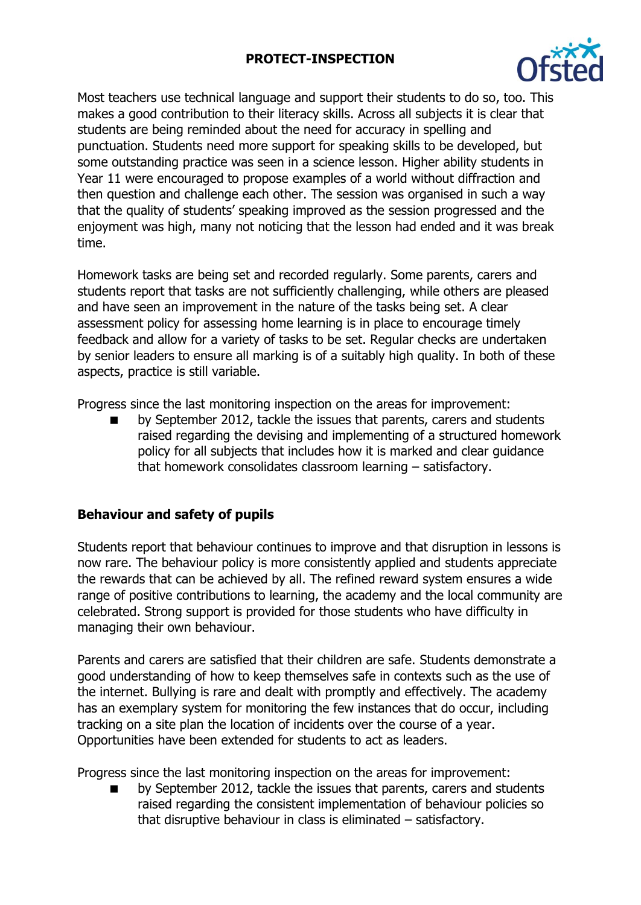Most teachers use technical language and support their students to do so, too. This makes a good contribution to their literacy skills. Across all subjects it is clear that students are being reminded about the need for accuracy in spelling and punctuation. Students need more support for speaking skills to be developed, but some outstanding practice was seen in a science lesson. Higher ability students in Year 11 were encouraged to propose examples of a world without diffraction and then question and challenge each other. The session was organised in such a way that the quality of students' speaking improved as the session progressed and the enjoyment was high, many not noticing that the lesson had ended and it was break time.

Homework tasks are being set and recorded regularly. Some parents, carers and students report that tasks are not sufficiently challenging, while others are pleased and have seen an improvement in the nature of the tasks being set. A clear assessment policy for assessing home learning is in place to encourage timely feedback and allow for a variety of tasks to be set. Regular checks are undertaken by senior leaders to ensure all marking is of a suitably high quality. In both of these aspects, practice is still variable.

Progress since the last monitoring inspection on the areas for improvement:

- by September 2012, tackle the issues that parents, carers and students raised regarding the devising and implementing of a structured homework policy for all subjects that includes how it is marked and clear guidance that homework consolidates classroom learning – satisfactory.

### Behaviour and safety of pupils

Students report that behaviour continues to improve and that disruption in lessons is now rare. The behaviour policy is more consistently applied and students appreciate the rewards that can be achieved by all. The refined reward system ensures a wide range of positive contributions to learning, the academy and the local community are celebrated. Strong support is provided for those students who have difficulty in managing their own behaviour.

Parents and carers are satisfied that their children are safe. Students demonstrate a good understanding of how to keep themselves safe in contexts such as the use of the internet. Bullying is rare and dealt with promptly and effectively. The academy has an exemplary system for monitoring the few instances that do occur, including tracking on a site plan the location of incidents over the course of a year. Opportunities have been extended for students to act as leaders.

Progress since the last monitoring inspection on the areas for improvement:

- by September 2012, tackle the issues that parents, carers and students raised regarding the consistent implementation of behaviour policies so that disruptive behaviour in class is eliminated – satisfactory.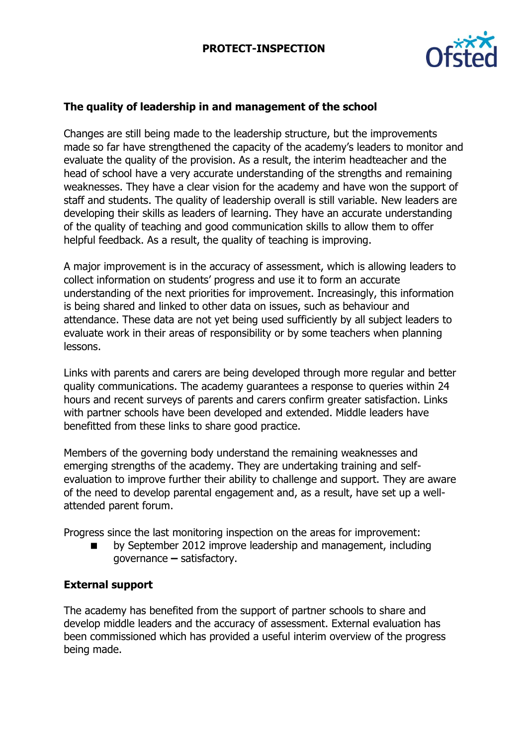## The quality of leadership in and management of the school

Changes are still being made to the leadership structure, but the improvements made so far have strengthened the capacity of the academy's leaders to monitor and evaluate the quality of the provision. As a result, the interim headteacher and the head of school have a very accurate understanding of the strengths and remaining weaknesses. They have a clear vision for the academy and have won the support of staff and students. The quality of leadership overall is still variable. New leaders are developing their skills as leaders of learning. They have an accurate understanding of the quality of teaching and good communication skills to allow them to offer helpful feedback. As a result, the quality of teaching is improving.

A major improvement is in the accuracy of assessment, which is allowing leaders to collect information on students' progress and use it to form an accurate understanding of the next priorities for improvement. Increasingly, this information is being shared and linked to other data on issues, such as behaviour and attendance. These data are not yet being used sufficiently by all subject leaders to evaluate work in their areas of responsibility or by some teachers when planning lessons.

Links with parents and carers are being developed through more regular and better quality communications. The academy guarantees a response to queries within 24 hours and recent surveys of parents and carers confirm greater satisfaction. Links with partner schools have been developed and extended. Middle leaders have benefitted from these links to share good practice.

Members of the governing body understand the remaining weaknesses and emerging strengths of the academy. They are undertaking training and self-evaluation to improve further their ability to challenge and support. They are aware of the need to develop parental engagement and, as a result, have set up a well-attended parent forum.

Progress since the last monitoring inspection on the areas for improvement:

- by September 2012 improve leadership and management, including governance **–** satisfactory.

## External support

The academy has benefited from the support of partner schools to share and develop middle leaders and the accuracy of assessment. External evaluation has been commissioned which has provided a useful interim overview of the progress being made.